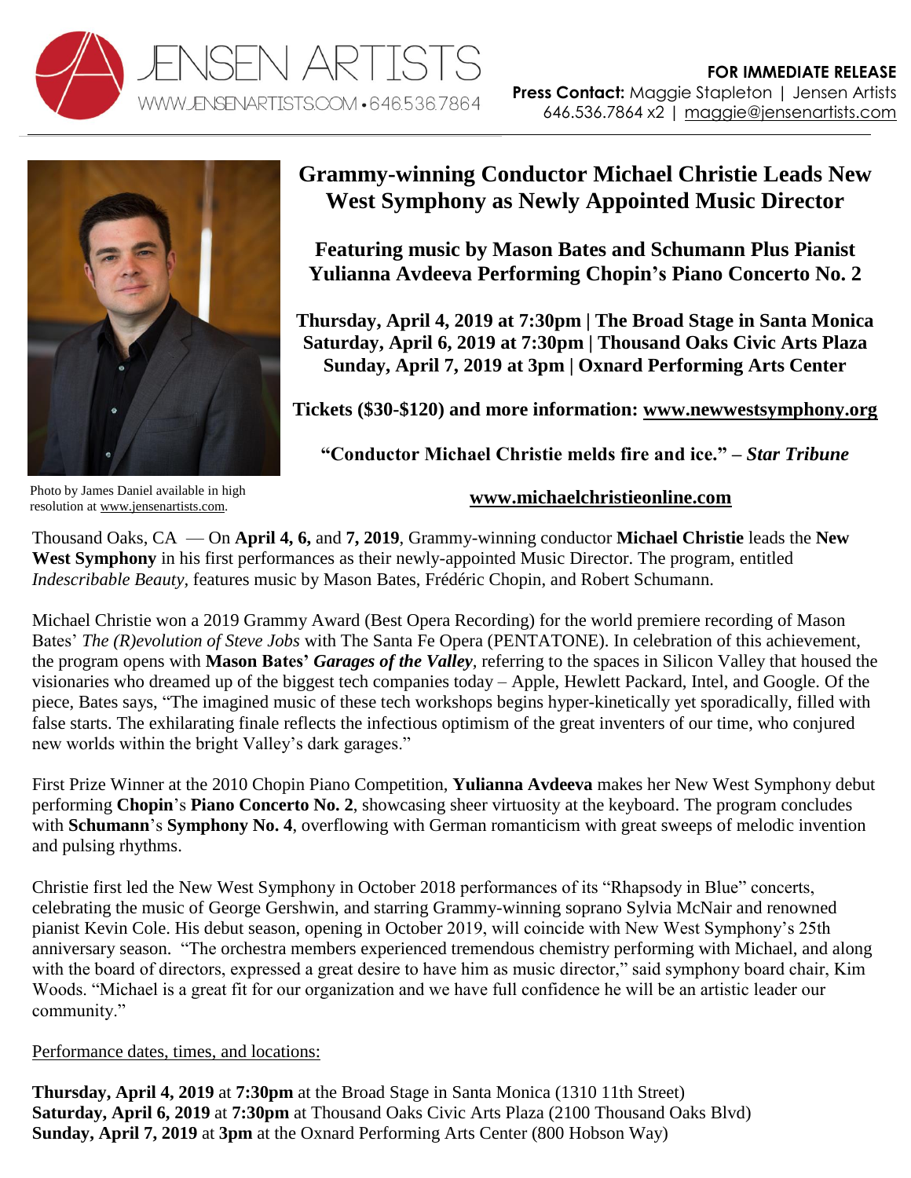JENSEN ARTISTS
WWW.JENSENARTISTS.COM • 646.536.7864

**FOR IMMEDIATE RELEASE**
**Press Contact:** Maggie Stapleton | Jensen Artists
646.536.7864 x2 | maggie@jensenartists.com

Photo by James Daniel available in high resolution at www.jensenartists.com.

# Grammy-winning Conductor Michael Christie Leads New West Symphony as Newly Appointed Music Director

## Featuring music by Mason Bates and Schumann Plus Pianist Yulianna Avdeeva Performing Chopin's Piano Concerto No. 2

**Thursday, April 4, 2019 at 7:30pm | The Broad Stage in Santa Monica**
**Saturday, April 6, 2019 at 7:30pm | Thousand Oaks Civic Arts Plaza**
**Sunday, April 7, 2019 at 3pm | Oxnard Performing Arts Center**

**Tickets ($30-$120) and more information: www.newwestsymphony.org**

**"Conductor Michael Christie melds fire and ice." –** ***Star Tribune***

**www.michaelchristieonline.com**

Thousand Oaks, CA — On **April 4, 6,** and **7, 2019**, Grammy-winning conductor **Michael Christie** leads the **New West Symphony** in his first performances as their newly-appointed Music Director. The program, entitled *Indescribable Beauty*, features music by Mason Bates, Frédéric Chopin, and Robert Schumann.

Michael Christie won a 2019 Grammy Award (Best Opera Recording) for the world premiere recording of Mason Bates' *The (R)evolution of Steve Jobs* with The Santa Fe Opera (PENTATONE). In celebration of this achievement, the program opens with **Mason Bates'** ***Garages of the Valley***, referring to the spaces in Silicon Valley that housed the visionaries who dreamed up of the biggest tech companies today – Apple, Hewlett Packard, Intel, and Google. Of the piece, Bates says, "The imagined music of these tech workshops begins hyper-kinetically yet sporadically, filled with false starts. The exhilarating finale reflects the infectious optimism of the great inventers of our time, who conjured new worlds within the bright Valley's dark garages."

First Prize Winner at the 2010 Chopin Piano Competition, **Yulianna Avdeeva** makes her New West Symphony debut performing **Chopin**'s **Piano Concerto No. 2**, showcasing sheer virtuosity at the keyboard. The program concludes with **Schumann**'s **Symphony No. 4**, overflowing with German romanticism with great sweeps of melodic invention and pulsing rhythms.

Christie first led the New West Symphony in October 2018 performances of its "Rhapsody in Blue" concerts, celebrating the music of George Gershwin, and starring Grammy-winning soprano Sylvia McNair and renowned pianist Kevin Cole. His debut season, opening in October 2019, will coincide with New West Symphony's 25th anniversary season. "The orchestra members experienced tremendous chemistry performing with Michael, and along with the board of directors, expressed a great desire to have him as music director," said symphony board chair, Kim Woods. "Michael is a great fit for our organization and we have full confidence he will be an artistic leader our community."

Performance dates, times, and locations:

**Thursday, April 4, 2019** at **7:30pm** at the Broad Stage in Santa Monica (1310 11th Street)
**Saturday, April 6, 2019** at **7:30pm** at Thousand Oaks Civic Arts Plaza (2100 Thousand Oaks Blvd)
**Sunday, April 7, 2019** at **3pm** at the Oxnard Performing Arts Center (800 Hobson Way)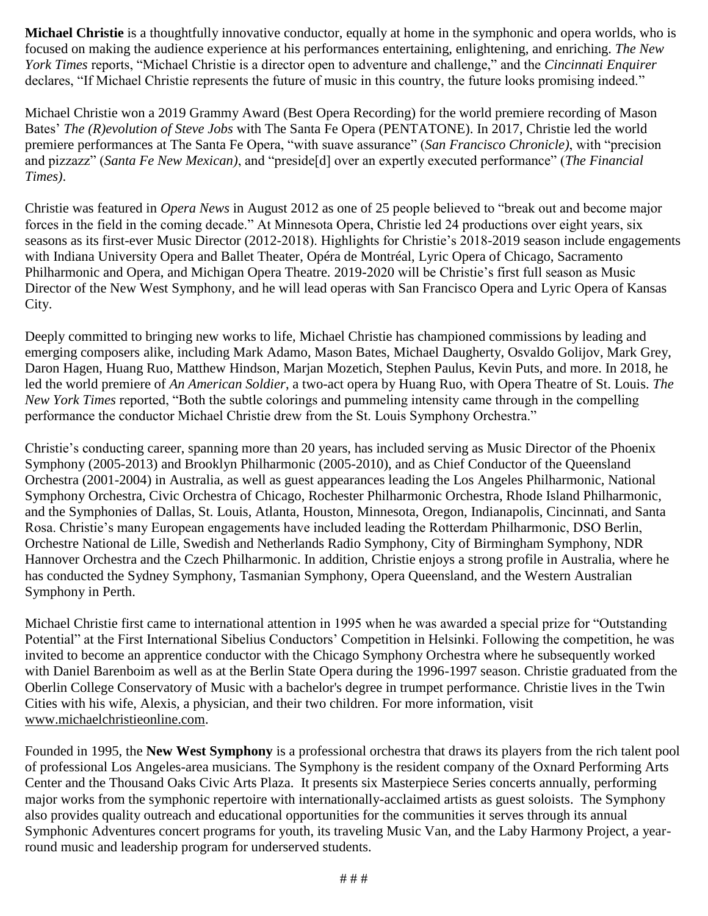**Michael Christie** is a thoughtfully innovative conductor, equally at home in the symphonic and opera worlds, who is focused on making the audience experience at his performances entertaining, enlightening, and enriching. *The New York Times* reports, "Michael Christie is a director open to adventure and challenge," and the *Cincinnati Enquirer* declares, "If Michael Christie represents the future of music in this country, the future looks promising indeed."

Michael Christie won a 2019 Grammy Award (Best Opera Recording) for the world premiere recording of Mason Bates' *The (R)evolution of Steve Jobs* with The Santa Fe Opera (PENTATONE). In 2017, Christie led the world premiere performances at The Santa Fe Opera, "with suave assurance" (*San Francisco Chronicle)*, with "precision and pizzazz" (*Santa Fe New Mexican)*, and "preside[d] over an expertly executed performance" (*The Financial Times)*.

Christie was featured in *Opera News* in August 2012 as one of 25 people believed to "break out and become major forces in the field in the coming decade." At Minnesota Opera, Christie led 24 productions over eight years, six seasons as its first-ever Music Director (2012-2018). Highlights for Christie's 2018-2019 season include engagements with Indiana University Opera and Ballet Theater, Opéra de Montréal, Lyric Opera of Chicago, Sacramento Philharmonic and Opera, and Michigan Opera Theatre. 2019-2020 will be Christie's first full season as Music Director of the New West Symphony, and he will lead operas with San Francisco Opera and Lyric Opera of Kansas City.

Deeply committed to bringing new works to life, Michael Christie has championed commissions by leading and emerging composers alike, including Mark Adamo, Mason Bates, Michael Daugherty, Osvaldo Golijov, Mark Grey, Daron Hagen, Huang Ruo, Matthew Hindson, Marjan Mozetich, Stephen Paulus, Kevin Puts, and more. In 2018, he led the world premiere of *An American Soldier*, a two-act opera by Huang Ruo, with Opera Theatre of St. Louis. *The New York Times* reported, "Both the subtle colorings and pummeling intensity came through in the compelling performance the conductor Michael Christie drew from the St. Louis Symphony Orchestra."

Christie's conducting career, spanning more than 20 years, has included serving as Music Director of the Phoenix Symphony (2005-2013) and Brooklyn Philharmonic (2005-2010), and as Chief Conductor of the Queensland Orchestra (2001-2004) in Australia, as well as guest appearances leading the Los Angeles Philharmonic, National Symphony Orchestra, Civic Orchestra of Chicago, Rochester Philharmonic Orchestra, Rhode Island Philharmonic, and the Symphonies of Dallas, St. Louis, Atlanta, Houston, Minnesota, Oregon, Indianapolis, Cincinnati, and Santa Rosa. Christie's many European engagements have included leading the Rotterdam Philharmonic, DSO Berlin, Orchestre National de Lille, Swedish and Netherlands Radio Symphony, City of Birmingham Symphony, NDR Hannover Orchestra and the Czech Philharmonic. In addition, Christie enjoys a strong profile in Australia, where he has conducted the Sydney Symphony, Tasmanian Symphony, Opera Queensland, and the Western Australian Symphony in Perth.

Michael Christie first came to international attention in 1995 when he was awarded a special prize for "Outstanding Potential" at the First International Sibelius Conductors' Competition in Helsinki. Following the competition, he was invited to become an apprentice conductor with the Chicago Symphony Orchestra where he subsequently worked with Daniel Barenboim as well as at the Berlin State Opera during the 1996-1997 season. Christie graduated from the Oberlin College Conservatory of Music with a bachelor's degree in trumpet performance. Christie lives in the Twin Cities with his wife, Alexis, a physician, and their two children. For more information, visit www.michaelchristieonline.com.

Founded in 1995, the **New West Symphony** is a professional orchestra that draws its players from the rich talent pool of professional Los Angeles-area musicians. The Symphony is the resident company of the Oxnard Performing Arts Center and the Thousand Oaks Civic Arts Plaza. It presents six Masterpiece Series concerts annually, performing major works from the symphonic repertoire with internationally-acclaimed artists as guest soloists. The Symphony also provides quality outreach and educational opportunities for the communities it serves through its annual Symphonic Adventures concert programs for youth, its traveling Music Van, and the Laby Harmony Project, a year-round music and leadership program for underserved students.

# # #